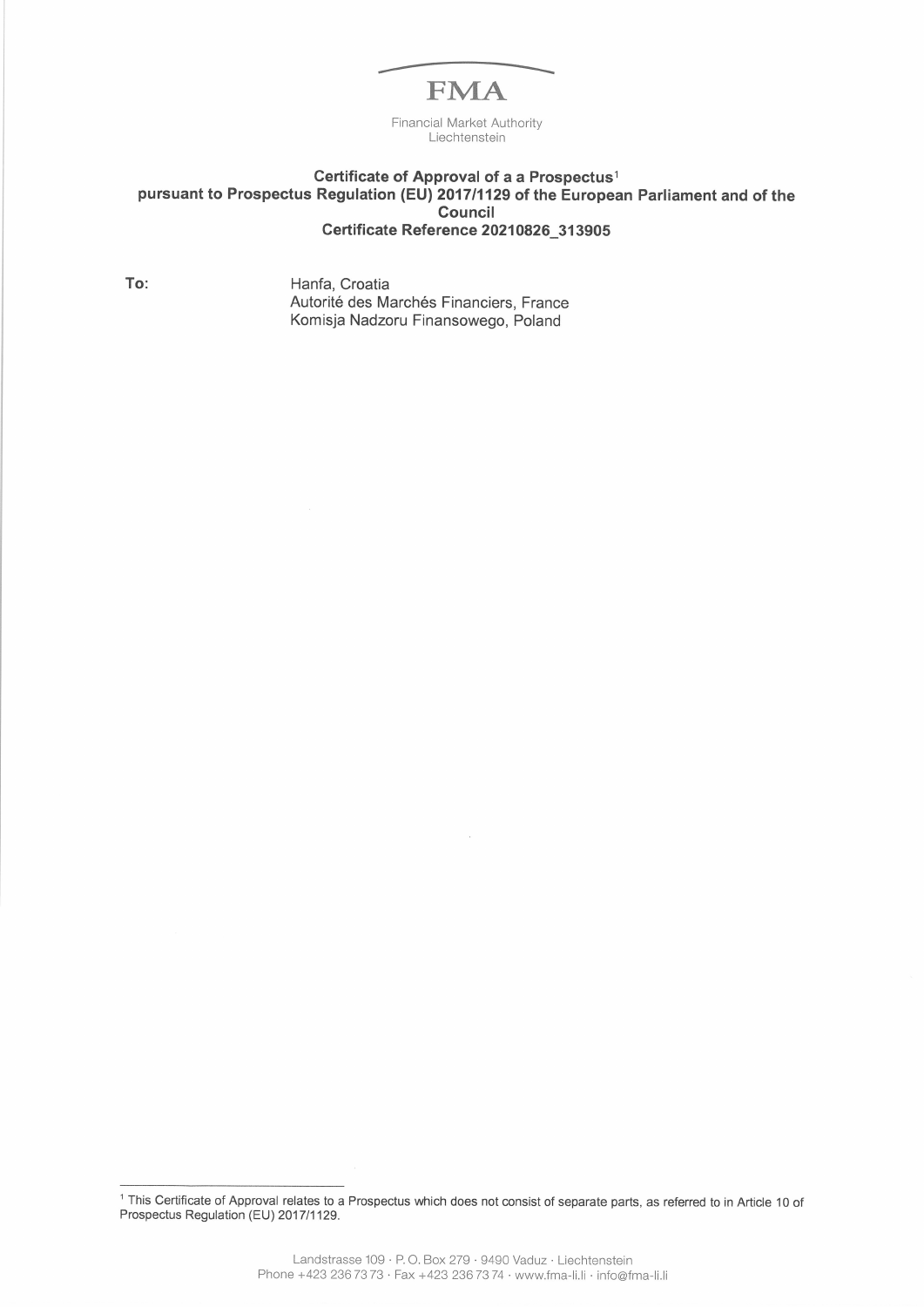FMA

Financial Market Authority
Liechtenstein

**Certificate of Approval of a a Prospectus**[1]
**pursuant to Prospectus Regulation (EU) 2017/1129 of the European Parliament and of the Council**
**Certificate Reference 20210826_313905**

**To:**

Hanfa, Croatia
Autorité des Marchés Financiers, France
Komisja Nadzoru Finansowego, Poland

---

[1] This Certificate of Approval relates to a Prospectus which does not consist of separate parts, as referred to in Article 10 of Prospectus Regulation (EU) 2017/1129.

Landstrasse 109 · P. O. Box 279 · 9490 Vaduz · Liechtenstein
Phone +423 236 73 73 · Fax +423 236 73 74 · www.fma-li.li · info@fma-li.li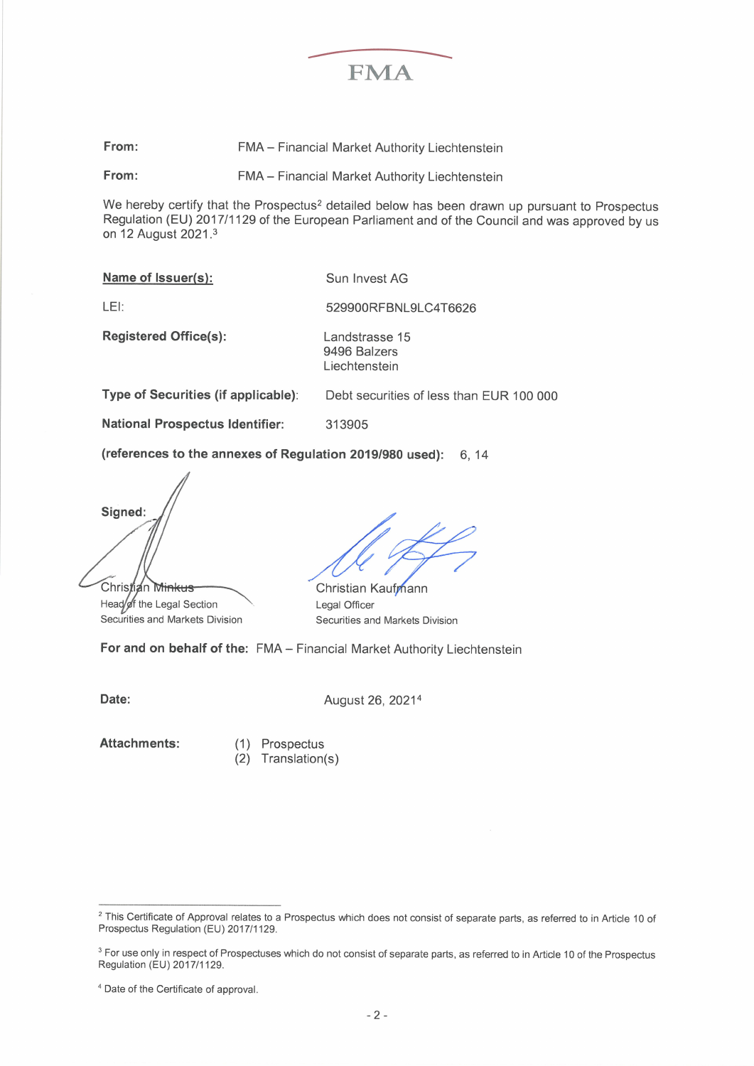# FMA

**From:** FMA – Financial Market Authority Liechtenstein

**From:** FMA – Financial Market Authority Liechtenstein

We hereby certify that the Prospectus[2] detailed below has been drawn up pursuant to Prospectus Regulation (EU) 2017/1129 of the European Parliament and of the Council and was approved by us on 12 August 2021.[3]

| | |
|---|---|
| **Name of Issuer(s):** | Sun Invest AG |
| LEI: | 529900RFBNL9LC4T6626 |
| **Registered Office(s):** | Landstrasse 15<br>9496 Balzers<br>Liechtenstein |
| **Type of Securities (if applicable):** | Debt securities of less than EUR 100 000 |
| **National Prospectus Identifier:** | 313905 |
| **(references to the annexes of Regulation 2019/980 used):** | 6, 14 |

**Signed:**

Christian Minkus
Head of the Legal Section
Securities and Markets Division

Christian Kaufmann
Legal Officer
Securities and Markets Division

**For and on behalf of the:** FMA – Financial Market Authority Liechtenstein

**Date:** August 26, 2021[4]

**Attachments:**
(1) Prospectus
(2) Translation(s)

---

[2] This Certificate of Approval relates to a Prospectus which does not consist of separate parts, as referred to in Article 10 of Prospectus Regulation (EU) 2017/1129.

[3] For use only in respect of Prospectuses which do not consist of separate parts, as referred to in Article 10 of the Prospectus Regulation (EU) 2017/1129.

[4] Date of the Certificate of approval.